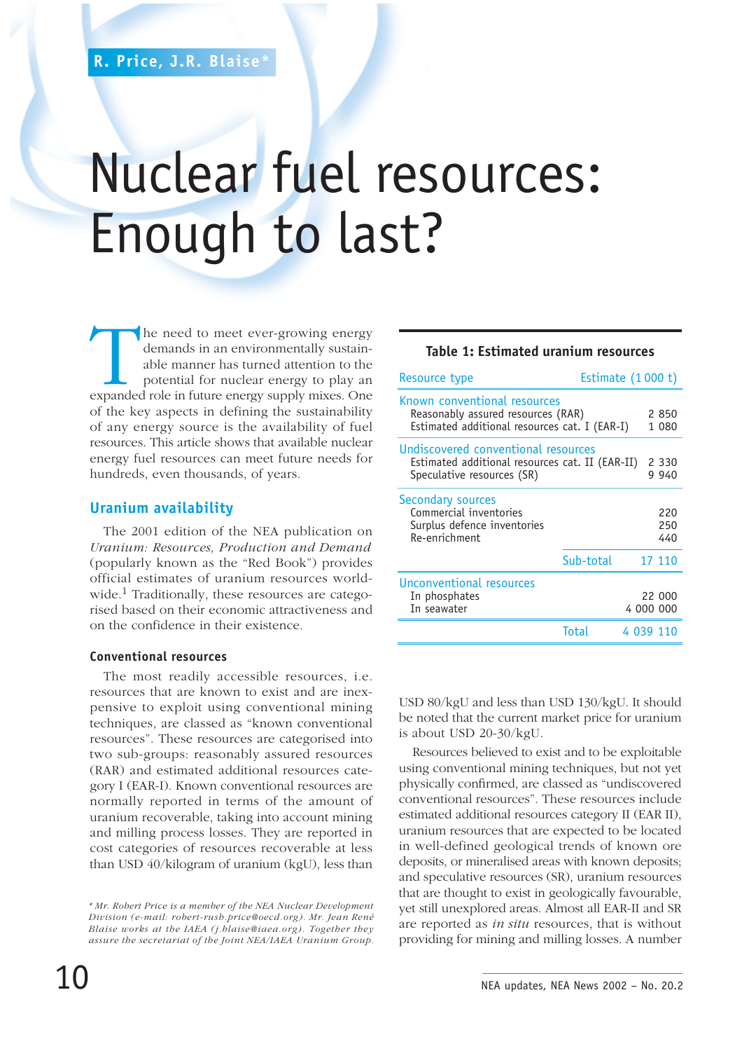R. Price, J.R. Blaise*

# Nuclear fuel resources: Enough to last?

The need to meet ever-growing energy demands in an environmentally sustainable manner has turned attention to the potential for nuclear energy to play an expanded role in future energy supply mixes. One of the key aspects in defining the sustainability of any energy source is the availability of fuel resources. This article shows that available nuclear energy fuel resources can meet future needs for hundreds, even thousands, of years.

## Uranium availability

The 2001 edition of the NEA publication on *Uranium: Resources, Production and Demand* (popularly known as the "Red Book") provides official estimates of uranium resources worldwide.[1] Traditionally, these resources are categorised based on their economic attractiveness and on the confidence in their existence.

### Conventional resources

The most readily accessible resources, i.e. resources that are known to exist and are inexpensive to exploit using conventional mining techniques, are classed as "known conventional resources". These resources are categorised into two sub-groups: reasonably assured resources (RAR) and estimated additional resources category I (EAR-I). Known conventional resources are normally reported in terms of the amount of uranium recoverable, taking into account mining and milling process losses. They are reported in cost categories of resources recoverable at less than USD 40/kilogram of uranium (kgU), less than USD 80/kgU and less than USD 130/kgU. It should be noted that the current market price for uranium is about USD 20-30/kgU.

**Table 1: Estimated uranium resources**

| Resource type | Estimate (1 000 t) |
|---|---|
| **Known conventional resources** | |
| Reasonably assured resources (RAR) | 2 850 |
| Estimated additional resources cat. I (EAR-I) | 1 080 |
| **Undiscovered conventional resources** | |
| Estimated additional resources cat. II (EAR-II) | 2 330 |
| Speculative resources (SR) | 9 940 |
| **Secondary sources** | |
| Commercial inventories | 220 |
| Surplus defence inventories | 250 |
| Re-enrichment | 440 |
| Sub-total | 17 110 |
| **Unconventional resources** | |
| In phosphates | 22 000 |
| In seawater | 4 000 000 |
| Total | 4 039 110 |

Resources believed to exist and to be exploitable using conventional mining techniques, but not yet physically confirmed, are classed as "undiscovered conventional resources". These resources include estimated additional resources category II (EAR II), uranium resources that are expected to be located in well-defined geological trends of known ore deposits, or mineralised areas with known deposits; and speculative resources (SR), uranium resources that are thought to exist in geologically favourable, yet still unexplored areas. Almost all EAR-II and SR are reported as *in situ* resources, that is without providing for mining and milling losses. A number

*\* Mr. Robert Price is a member of the NEA Nuclear Development Division (e-mail: robert-rush.price@oecd.org). Mr. Jean René Blaise works at the IAEA (j.blaise@iaea.org). Together they assure the secretariat of the Joint NEA/IAEA Uranium Group.*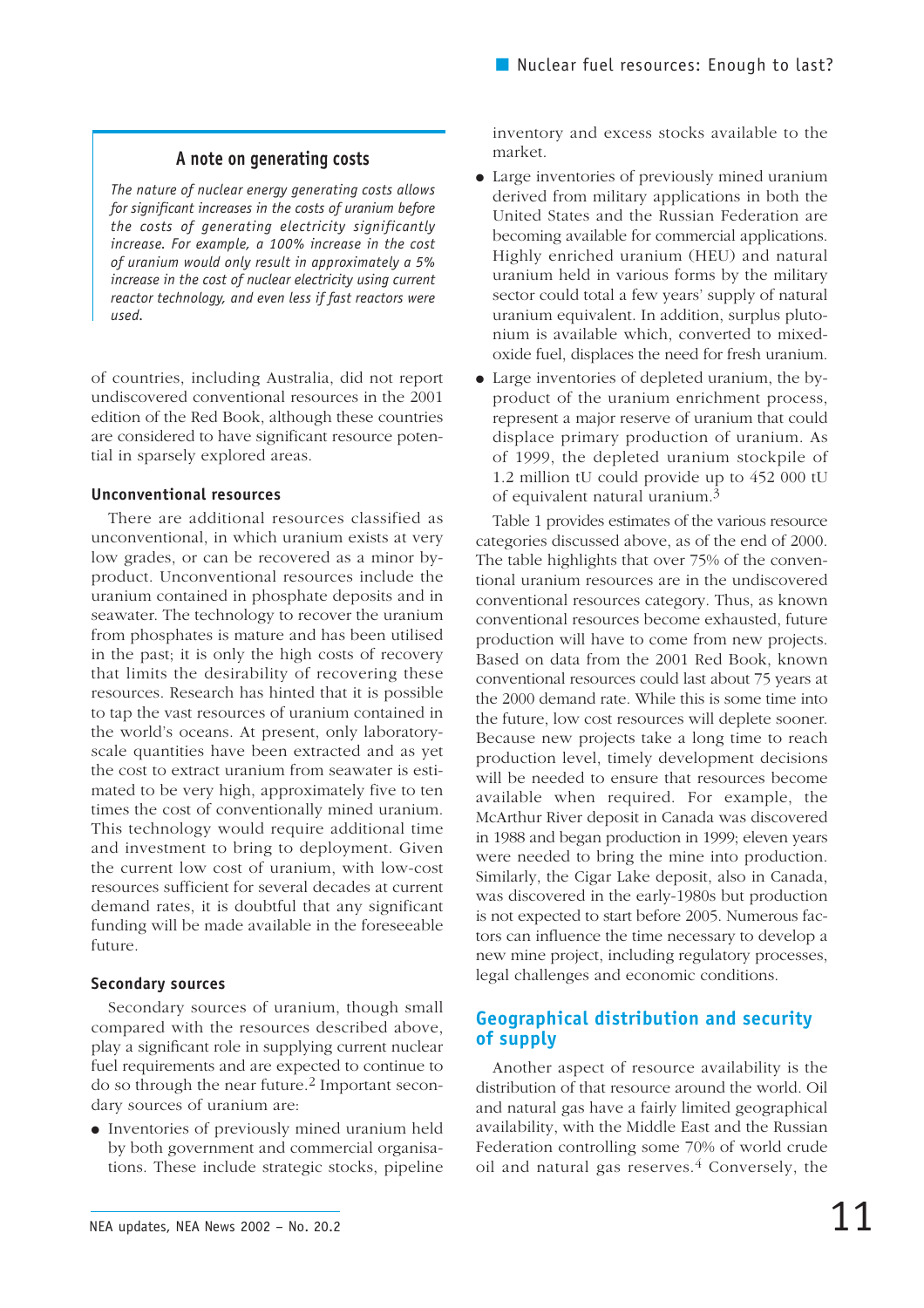### A note on generating costs

*The nature of nuclear energy generating costs allows for significant increases in the costs of uranium before the costs of generating electricity significantly increase. For example, a 100% increase in the cost of uranium would only result in approximately a 5% increase in the cost of nuclear electricity using current reactor technology, and even less if fast reactors were used.*

of countries, including Australia, did not report undiscovered conventional resources in the 2001 edition of the Red Book, although these countries are considered to have significant resource potential in sparsely explored areas.

#### Unconventional resources

There are additional resources classified as unconventional, in which uranium exists at very low grades, or can be recovered as a minor by-product. Unconventional resources include the uranium contained in phosphate deposits and in seawater. The technology to recover the uranium from phosphates is mature and has been utilised in the past; it is only the high costs of recovery that limits the desirability of recovering these resources. Research has hinted that it is possible to tap the vast resources of uranium contained in the world's oceans. At present, only laboratory-scale quantities have been extracted and as yet the cost to extract uranium from seawater is estimated to be very high, approximately five to ten times the cost of conventionally mined uranium. This technology would require additional time and investment to bring to deployment. Given the current low cost of uranium, with low-cost resources sufficient for several decades at current demand rates, it is doubtful that any significant funding will be made available in the foreseeable future.

#### Secondary sources

Secondary sources of uranium, though small compared with the resources described above, play a significant role in supplying current nuclear fuel requirements and are expected to continue to do so through the near future.[2] Important secondary sources of uranium are:

- Inventories of previously mined uranium held by both government and commercial organisations. These include strategic stocks, pipeline inventory and excess stocks available to the market.
- Large inventories of previously mined uranium derived from military applications in both the United States and the Russian Federation are becoming available for commercial applications. Highly enriched uranium (HEU) and natural uranium held in various forms by the military sector could total a few years' supply of natural uranium equivalent. In addition, surplus plutonium is available which, converted to mixed-oxide fuel, displaces the need for fresh uranium.
- Large inventories of depleted uranium, the by-product of the uranium enrichment process, represent a major reserve of uranium that could displace primary production of uranium. As of 1999, the depleted uranium stockpile of 1.2 million tU could provide up to 452 000 tU of equivalent natural uranium.[3]

Table 1 provides estimates of the various resource categories discussed above, as of the end of 2000. The table highlights that over 75% of the conventional uranium resources are in the undiscovered conventional resources category. Thus, as known conventional resources become exhausted, future production will have to come from new projects. Based on data from the 2001 Red Book, known conventional resources could last about 75 years at the 2000 demand rate. While this is some time into the future, low cost resources will deplete sooner. Because new projects take a long time to reach production level, timely development decisions will be needed to ensure that resources become available when required. For example, the McArthur River deposit in Canada was discovered in 1988 and began production in 1999; eleven years were needed to bring the mine into production. Similarly, the Cigar Lake deposit, also in Canada, was discovered in the early-1980s but production is not expected to start before 2005. Numerous factors can influence the time necessary to develop a new mine project, including regulatory processes, legal challenges and economic conditions.

## Geographical distribution and security of supply

Another aspect of resource availability is the distribution of that resource around the world. Oil and natural gas have a fairly limited geographical availability, with the Middle East and the Russian Federation controlling some 70% of world crude oil and natural gas reserves.[4] Conversely, the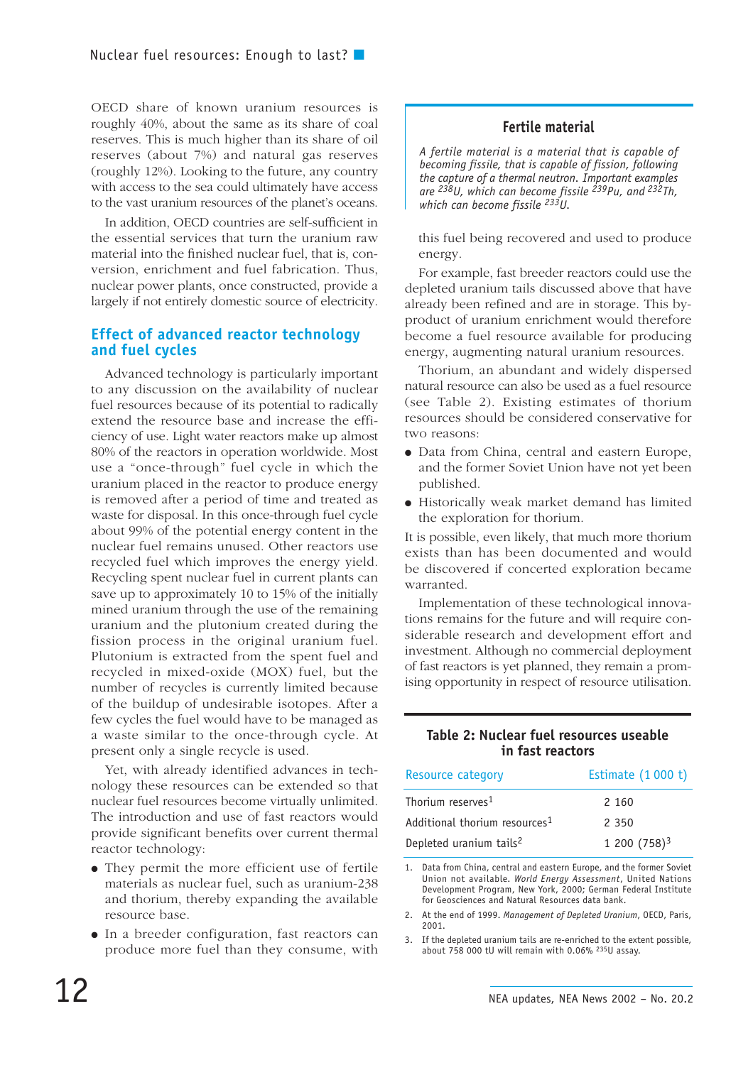OECD share of known uranium resources is roughly 40%, about the same as its share of coal reserves. This is much higher than its share of oil reserves (about 7%) and natural gas reserves (roughly 12%). Looking to the future, any country with access to the sea could ultimately have access to the vast uranium resources of the planet's oceans.

In addition, OECD countries are self-sufficient in the essential services that turn the uranium raw material into the finished nuclear fuel, that is, conversion, enrichment and fuel fabrication. Thus, nuclear power plants, once constructed, provide a largely if not entirely domestic source of electricity.

## Effect of advanced reactor technology and fuel cycles

Advanced technology is particularly important to any discussion on the availability of nuclear fuel resources because of its potential to radically extend the resource base and increase the efficiency of use. Light water reactors make up almost 80% of the reactors in operation worldwide. Most use a "once-through" fuel cycle in which the uranium placed in the reactor to produce energy is removed after a period of time and treated as waste for disposal. In this once-through fuel cycle about 99% of the potential energy content in the nuclear fuel remains unused. Other reactors use recycled fuel which improves the energy yield. Recycling spent nuclear fuel in current plants can save up to approximately 10 to 15% of the initially mined uranium through the use of the remaining uranium and the plutonium created during the fission process in the original uranium fuel. Plutonium is extracted from the spent fuel and recycled in mixed-oxide (MOX) fuel, but the number of recycles is currently limited because of the buildup of undesirable isotopes. After a few cycles the fuel would have to be managed as a waste similar to the once-through cycle. At present only a single recycle is used.

Yet, with already identified advances in technology these resources can be extended so that nuclear fuel resources become virtually unlimited. The introduction and use of fast reactors would provide significant benefits over current thermal reactor technology:

- They permit the more efficient use of fertile materials as nuclear fuel, such as uranium-238 and thorium, thereby expanding the available resource base.
- In a breeder configuration, fast reactors can produce more fuel than they consume, with this fuel being recovered and used to produce energy.

> ### Fertile material
>
> *A fertile material is a material that is capable of becoming fissile, that is capable of fission, following the capture of a thermal neutron. Important examples are $^{238}$U, which can become fissile $^{239}$Pu, and $^{232}$Th, which can become fissile $^{233}$U.*

For example, fast breeder reactors could use the depleted uranium tails discussed above that have already been refined and are in storage. This by-product of uranium enrichment would therefore become a fuel resource available for producing energy, augmenting natural uranium resources.

Thorium, an abundant and widely dispersed natural resource can also be used as a fuel resource (see Table 2). Existing estimates of thorium resources should be considered conservative for two reasons:

- Data from China, central and eastern Europe, and the former Soviet Union have not yet been published.
- Historically weak market demand has limited the exploration for thorium.

It is possible, even likely, that much more thorium exists than has been documented and would be discovered if concerted exploration became warranted.

Implementation of these technological innovations remains for the future and will require considerable research and development effort and investment. Although no commercial deployment of fast reactors is yet planned, they remain a promising opportunity in respect of resource utilisation.

**Table 2: Nuclear fuel resources useable in fast reactors**

| Resource category | Estimate (1 000 t) |
|---|---|
| Thorium reserves[1] | 2 160 |
| Additional thorium resources[1] | 2 350 |
| Depleted uranium tails[2] | 1 200 (758)[3] |

1. Data from China, central and eastern Europe, and the former Soviet Union not available. *World Energy Assessment*, United Nations Development Program, New York, 2000; German Federal Institute for Geosciences and Natural Resources data bank.
2. At the end of 1999. *Management of Depleted Uranium*, OECD, Paris, 2001.
3. If the depleted uranium tails are re-enriched to the extent possible, about 758 000 tU will remain with 0.06% $^{235}$U assay.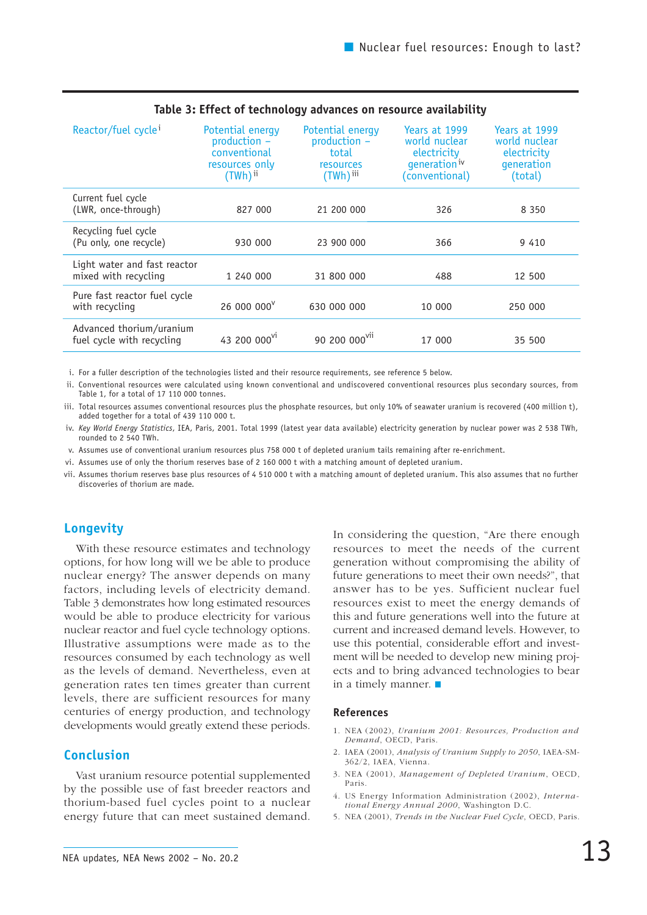**Table 3: Effect of technology advances on resource availability**

| Reactor/fuel cycle[i] | Potential energy production – conventional resources only (TWh)[ii] | Potential energy production – total resources (TWh)[iii] | Years at 1999 world nuclear electricity generation[iv] (conventional) | Years at 1999 world nuclear electricity generation (total) |
|---|---|---|---|---|
| Current fuel cycle (LWR, once-through) | 827 000 | 21 200 000 | 326 | 8 350 |
| Recycling fuel cycle (Pu only, one recycle) | 930 000 | 23 900 000 | 366 | 9 410 |
| Light water and fast reactor mixed with recycling | 1 240 000 | 31 800 000 | 488 | 12 500 |
| Pure fast reactor fuel cycle with recycling | 26 000 000[v] | 630 000 000 | 10 000 | 250 000 |
| Advanced thorium/uranium fuel cycle with recycling | 43 200 000[vi] | 90 200 000[vii] | 17 000 | 35 500 |

i. For a fuller description of the technologies listed and their resource requirements, see reference 5 below.

ii. Conventional resources were calculated using known conventional and undiscovered conventional resources plus secondary sources, from Table 1, for a total of 17 110 000 tonnes.

iii. Total resources assumes conventional resources plus the phosphate resources, but only 10% of seawater uranium is recovered (400 million t), added together for a total of 439 110 000 t.

iv. *Key World Energy Statistics*, IEA, Paris, 2001. Total 1999 (latest year data available) electricity generation by nuclear power was 2 538 TWh, rounded to 2 540 TWh.

v. Assumes use of conventional uranium resources plus 758 000 t of depleted uranium tails remaining after re-enrichment.

vi. Assumes use of only the thorium reserves base of 2 160 000 t with a matching amount of depleted uranium.

vii. Assumes thorium reserves base plus resources of 4 510 000 t with a matching amount of depleted uranium. This also assumes that no further discoveries of thorium are made.

## Longevity

With these resource estimates and technology options, for how long will we be able to produce nuclear energy? The answer depends on many factors, including levels of electricity demand. Table 3 demonstrates how long estimated resources would be able to produce electricity for various nuclear reactor and fuel cycle technology options. Illustrative assumptions were made as to the resources consumed by each technology as well as the levels of demand. Nevertheless, even at generation rates ten times greater than current levels, there are sufficient resources for many centuries of energy production, and technology developments would greatly extend these periods.

## Conclusion

Vast uranium resource potential supplemented by the possible use of fast breeder reactors and thorium-based fuel cycles point to a nuclear energy future that can meet sustained demand.

In considering the question, "Are there enough resources to meet the needs of the current generation without compromising the ability of future generations to meet their own needs?", that answer has to be yes. Sufficient nuclear fuel resources exist to meet the energy demands of this and future generations well into the future at current and increased demand levels. However, to use this potential, considerable effort and investment will be needed to develop new mining projects and to bring advanced technologies to bear in a timely manner.

### References

1. NEA (2002), *Uranium 2001: Resources, Production and Demand*, OECD, Paris.
2. IAEA (2001), *Analysis of Uranium Supply to 2050*, IAEA-SM-362/2, IAEA, Vienna.
3. NEA (2001), *Management of Depleted Uranium*, OECD, Paris.
4. US Energy Information Administration (2002), *International Energy Annual 2000*, Washington D.C.
5. NEA (2001), *Trends in the Nuclear Fuel Cycle*, OECD, Paris.